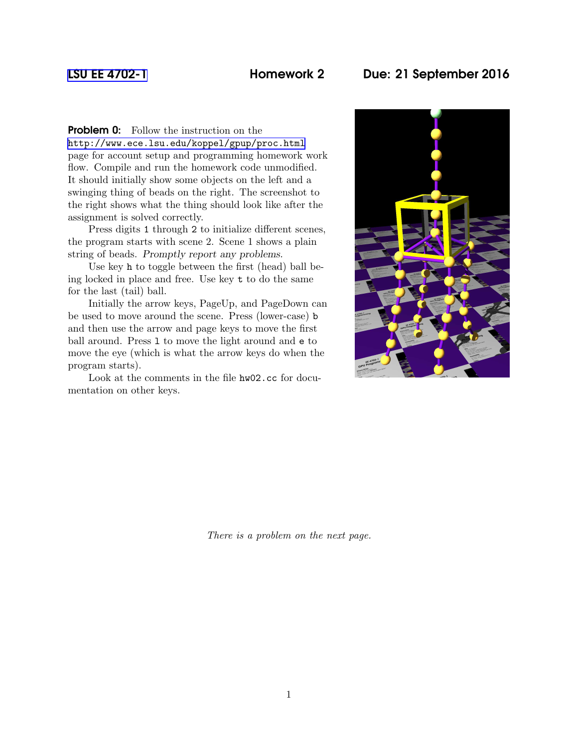LSU EE 4702-1 **Homework 2** **Due: 21 September 2016**

**Problem 0:** Follow the instruction on the http://www.ece.lsu.edu/koppel/gpup/proc.html page for account setup and programming homework work flow. Compile and run the homework code unmodified. It should initially show some objects on the left and a swinging thing of beads on the right. The screenshot to the right shows what the thing should look like after the assignment is solved correctly.

Press digits `1` through `2` to initialize different scenes, the program starts with scene 2. Scene 1 shows a plain string of beads. *Promptly report any problems.*

Use key `h` to toggle between the first (head) ball being locked in place and free. Use key `t` to do the same for the last (tail) ball.

Initially the arrow keys, PageUp, and PageDown can be used to move around the scene. Press (lower-case) `b` and then use the arrow and page keys to move the first ball around. Press `l` to move the light around and `e` to move the eye (which is what the arrow keys do when the program starts).

Look at the comments in the file `hw02.cc` for documentation on other keys.

*There is a problem on the next page.*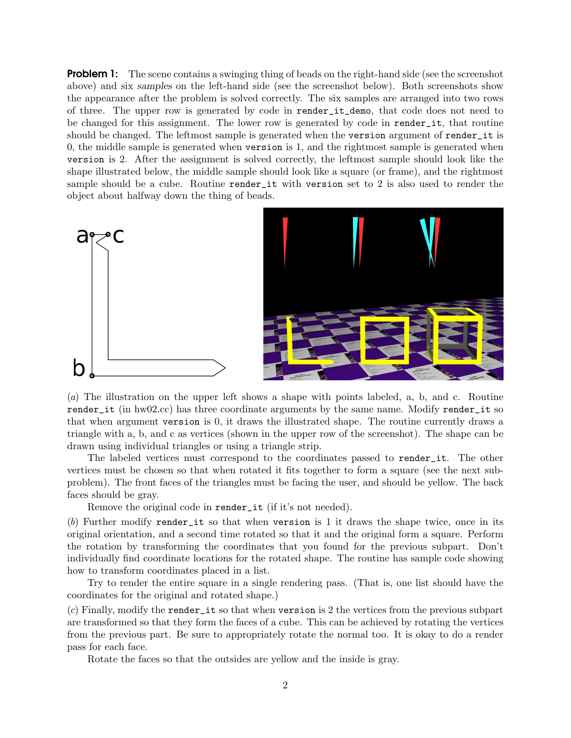**Problem 1:** The scene contains a swinging thing of beads on the right-hand side (see the screenshot above) and six *samples* on the left-hand side (see the screenshot below). Both screenshots show the appearance after the problem is solved correctly. The six samples are arranged into two rows of three. The upper row is generated by code in `render_it_demo`, that code does not need to be changed for this assignment. The lower row is generated by code in `render_it`, that routine should be changed. The leftmost sample is generated when the `version` argument of `render_it` is 0, the middle sample is generated when `version` is 1, and the rightmost sample is generated when `version` is 2. After the assignment is solved correctly, the leftmost sample should look like the shape illustrated below, the middle sample should look like a square (or frame), and the rightmost sample should be a cube. Routine `render_it` with `version` set to 2 is also used to render the object about halfway down the thing of beads.

a
c
b

(*a*) The illustration on the upper left shows a shape with points labeled, a, b, and c. Routine `render_it` (in hw02.cc) has three coordinate arguments by the same name. Modify `render_it` so that when argument `version` is 0, it draws the illustrated shape. The routine currently draws a triangle with a, b, and c as vertices (shown in the upper row of the screenshot). The shape can be drawn using individual triangles or using a triangle strip.

The labeled vertices must correspond to the coordinates passed to `render_it`. The other vertices must be chosen so that when rotated it fits together to form a square (see the next subproblem). The front faces of the triangles must be facing the user, and should be yellow. The back faces should be gray.

Remove the original code in `render_it` (if it's not needed).

(*b*) Further modify `render_it` so that when `version` is 1 it draws the shape twice, once in its original orientation, and a second time rotated so that it and the original form a square. Perform the rotation by transforming the coordinates that you found for the previous subpart. Don't individually find coordinate locations for the rotated shape. The routine has sample code showing how to transform coordinates placed in a list.

Try to render the entire square in a single rendering pass. (That is, one list should have the coordinates for the original and rotated shape.)

(*c*) Finally, modify the `render_it` so that when `version` is 2 the vertices from the previous subpart are transformed so that they form the faces of a cube. This can be achieved by rotating the vertices from the previous part. Be sure to appropriately rotate the normal too. It is okay to do a render pass for each face.

Rotate the faces so that the outsides are yellow and the inside is gray.